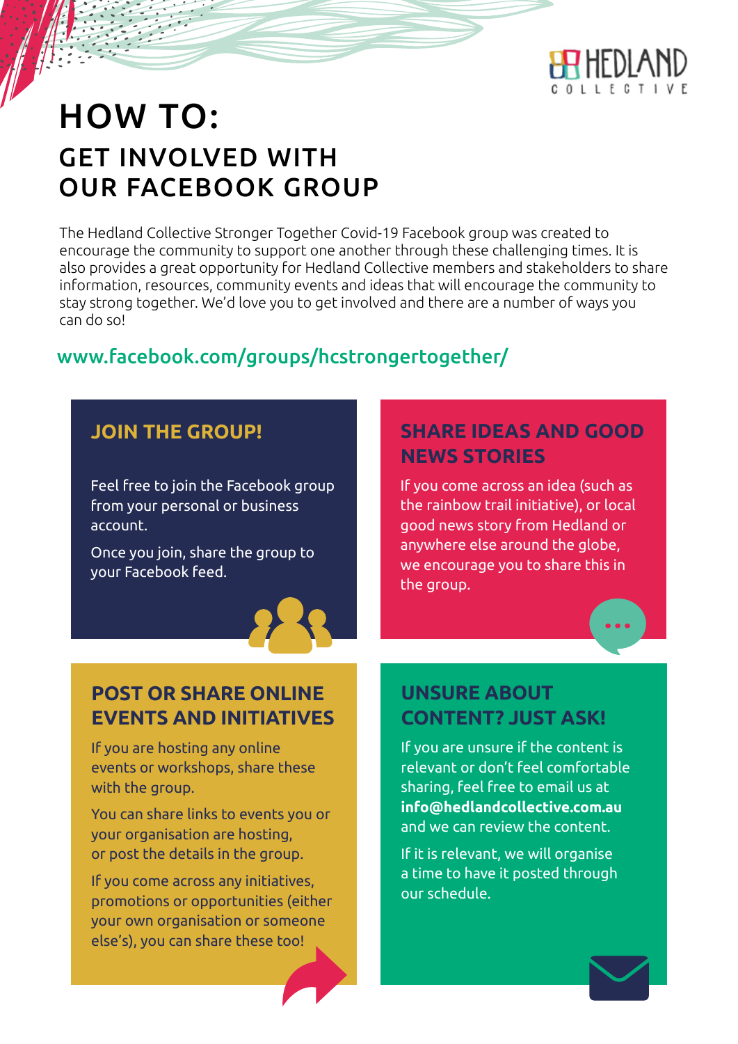# HOW TO:

## GET INVOLVED WITH OUR FACEBOOK GROUP

The Hedland Collective Stronger Together Covid-19 Facebook group was created to encourage the community to support one another through these challenging times. It is also provides a great opportunity for Hedland Collective members and stakeholders to share information, resources, community events and ideas that will encourage the community to stay strong together. We'd love you to get involved and there are a number of ways you can do so!

www.facebook.com/groups/hcstrongertogether/

### JOIN THE GROUP!

Feel free to join the Facebook group from your personal or business account.

Once you join, share the group to your Facebook feed.

### SHARE IDEAS AND GOOD NEWS STORIES

If you come across an idea (such as the rainbow trail initiative), or local good news story from Hedland or anywhere else around the globe, we encourage you to share this in the group.

### POST OR SHARE ONLINE EVENTS AND INITIATIVES

If you are hosting any online events or workshops, share these with the group.

You can share links to events you or your organisation are hosting, or post the details in the group.

If you come across any initiatives, promotions or opportunities (either your own organisation or someone else's), you can share these too!

### UNSURE ABOUT CONTENT? JUST ASK!

If you are unsure if the content is relevant or don't feel comfortable sharing, feel free to email us at **info@hedlandcollective.com.au** and we can review the content.

If it is relevant, we will organise a time to have it posted through our schedule.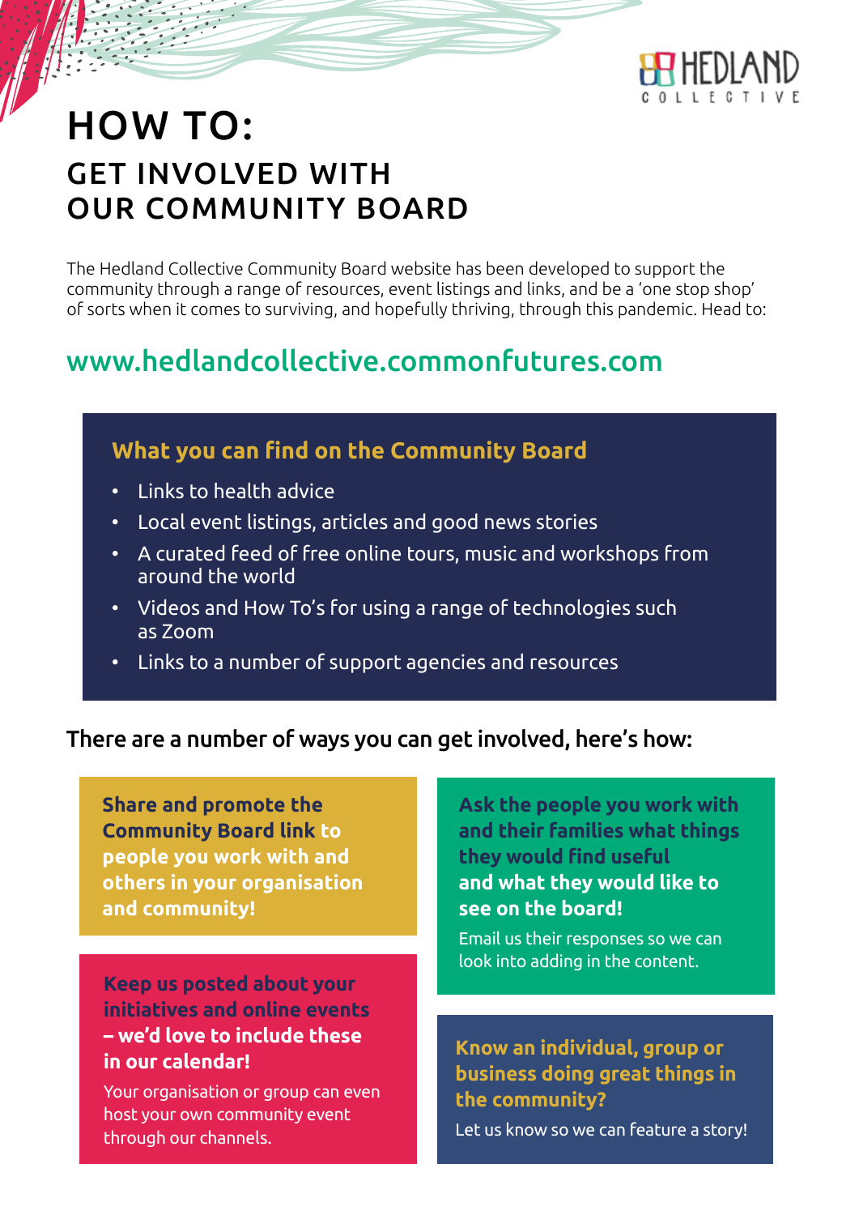# HOW TO:

## GET INVOLVED WITH OUR COMMUNITY BOARD

The Hedland Collective Community Board website has been developed to support the community through a range of resources, event listings and links, and be a 'one stop shop' of sorts when it comes to surviving, and hopefully thriving, through this pandemic. Head to:

## www.hedlandcollective.commonfutures.com

### What you can find on the Community Board

- Links to health advice
- Local event listings, articles and good news stories
- A curated feed of free online tours, music and workshops from around the world
- Videos and How To's for using a range of technologies such as Zoom
- Links to a number of support agencies and resources

**There are a number of ways you can get involved, here's how:**

**Share and promote the Community Board link to people you work with and others in your organisation and community!**

**Ask the people you work with and their families what things they would find useful and what they would like to see on the board!**

Email us their responses so we can look into adding in the content.

**Keep us posted about your initiatives and online events – we'd love to include these in our calendar!**

Your organisation or group can even host your own community event through our channels.

**Know an individual, group or business doing great things in the community?**

Let us know so we can feature a story!